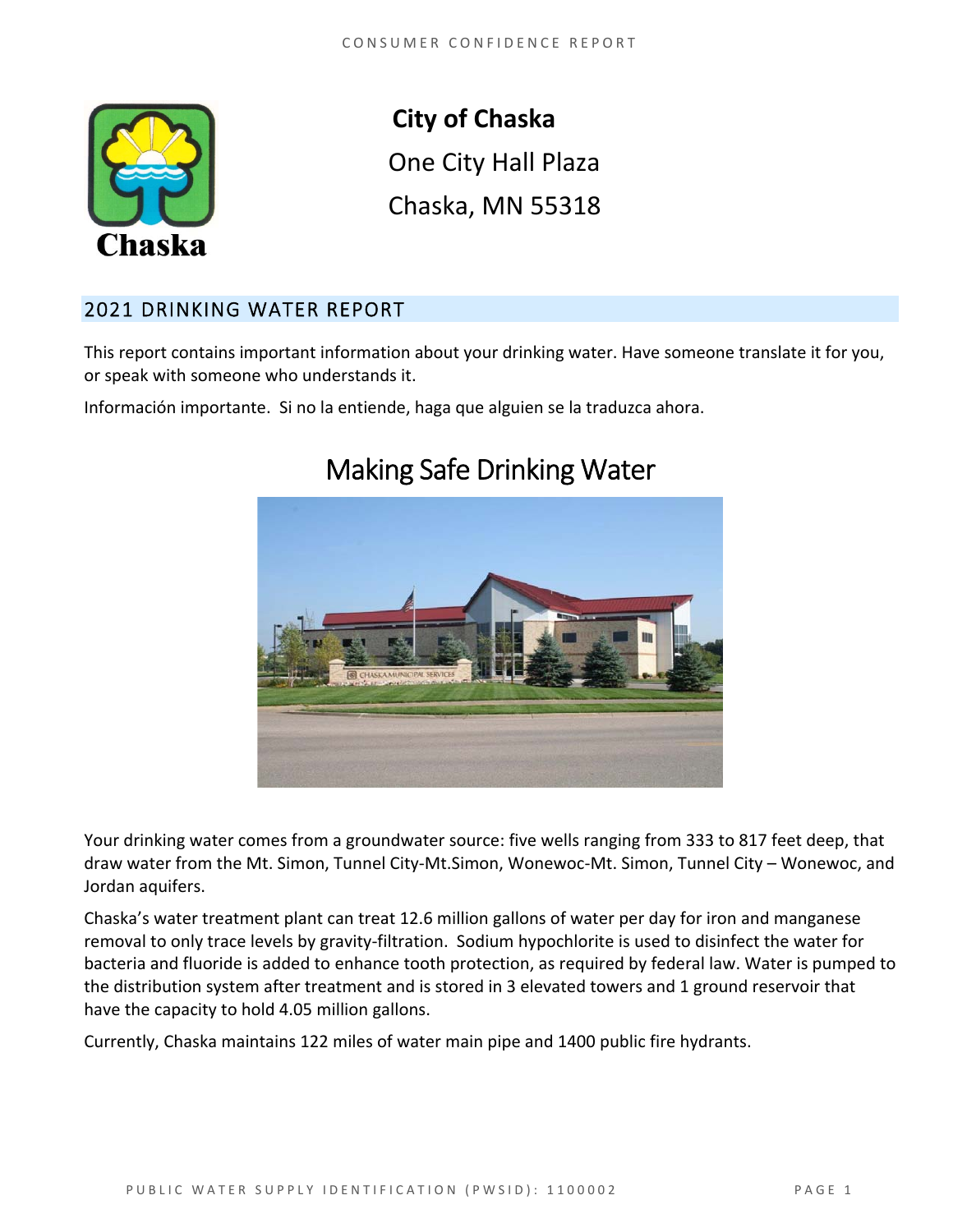# City of Chaska

One City Hall Plaza

Chaska, MN 55318

## 2021 DRINKING WATER REPORT

This report contains important information about your drinking water. Have someone translate it for you, or speak with someone who understands it.

Información importante. Si no la entiende, haga que alguien se la traduzca ahora.

## Making Safe Drinking Water

Your drinking water comes from a groundwater source: five wells ranging from 333 to 817 feet deep, that draw water from the Mt. Simon, Tunnel City-Mt.Simon, Wonewoc-Mt. Simon, Tunnel City – Wonewoc, and Jordan aquifers.

Chaska's water treatment plant can treat 12.6 million gallons of water per day for iron and manganese removal to only trace levels by gravity-filtration. Sodium hypochlorite is used to disinfect the water for bacteria and fluoride is added to enhance tooth protection, as required by federal law. Water is pumped to the distribution system after treatment and is stored in 3 elevated towers and 1 ground reservoir that have the capacity to hold 4.05 million gallons.

Currently, Chaska maintains 122 miles of water main pipe and 1400 public fire hydrants.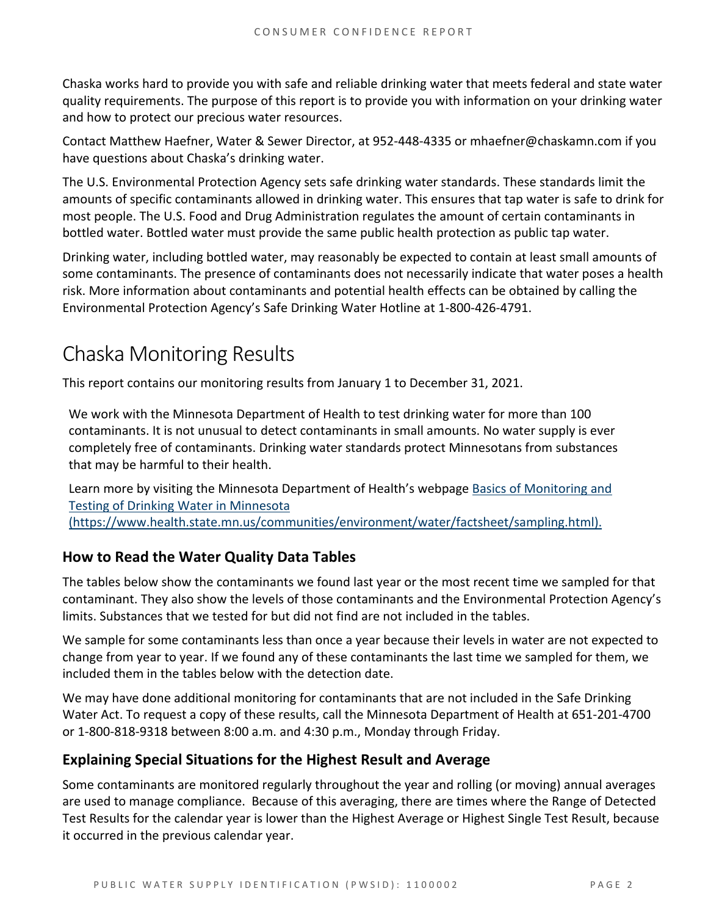Chaska works hard to provide you with safe and reliable drinking water that meets federal and state water quality requirements. The purpose of this report is to provide you with information on your drinking water and how to protect our precious water resources.

Contact Matthew Haefner, Water & Sewer Director, at 952-448-4335 or mhaefner@chaskamn.com if you have questions about Chaska's drinking water.

The U.S. Environmental Protection Agency sets safe drinking water standards. These standards limit the amounts of specific contaminants allowed in drinking water. This ensures that tap water is safe to drink for most people. The U.S. Food and Drug Administration regulates the amount of certain contaminants in bottled water. Bottled water must provide the same public health protection as public tap water.

Drinking water, including bottled water, may reasonably be expected to contain at least small amounts of some contaminants. The presence of contaminants does not necessarily indicate that water poses a health risk. More information about contaminants and potential health effects can be obtained by calling the Environmental Protection Agency's Safe Drinking Water Hotline at 1-800-426-4791.

# Chaska Monitoring Results

This report contains our monitoring results from January 1 to December 31, 2021.

We work with the Minnesota Department of Health to test drinking water for more than 100 contaminants. It is not unusual to detect contaminants in small amounts. No water supply is ever completely free of contaminants. Drinking water standards protect Minnesotans from substances that may be harmful to their health.

Learn more by visiting the Minnesota Department of Health's webpage [Basics of Monitoring and Testing of Drinking Water in Minnesota (https://www.health.state.mn.us/communities/environment/water/factsheet/sampling.html).](https://www.health.state.mn.us/communities/environment/water/factsheet/sampling.html)

## How to Read the Water Quality Data Tables

The tables below show the contaminants we found last year or the most recent time we sampled for that contaminant. They also show the levels of those contaminants and the Environmental Protection Agency's limits. Substances that we tested for but did not find are not included in the tables.

We sample for some contaminants less than once a year because their levels in water are not expected to change from year to year. If we found any of these contaminants the last time we sampled for them, we included them in the tables below with the detection date.

We may have done additional monitoring for contaminants that are not included in the Safe Drinking Water Act. To request a copy of these results, call the Minnesota Department of Health at 651-201-4700 or 1-800-818-9318 between 8:00 a.m. and 4:30 p.m., Monday through Friday.

## Explaining Special Situations for the Highest Result and Average

Some contaminants are monitored regularly throughout the year and rolling (or moving) annual averages are used to manage compliance. Because of this averaging, there are times where the Range of Detected Test Results for the calendar year is lower than the Highest Average or Highest Single Test Result, because it occurred in the previous calendar year.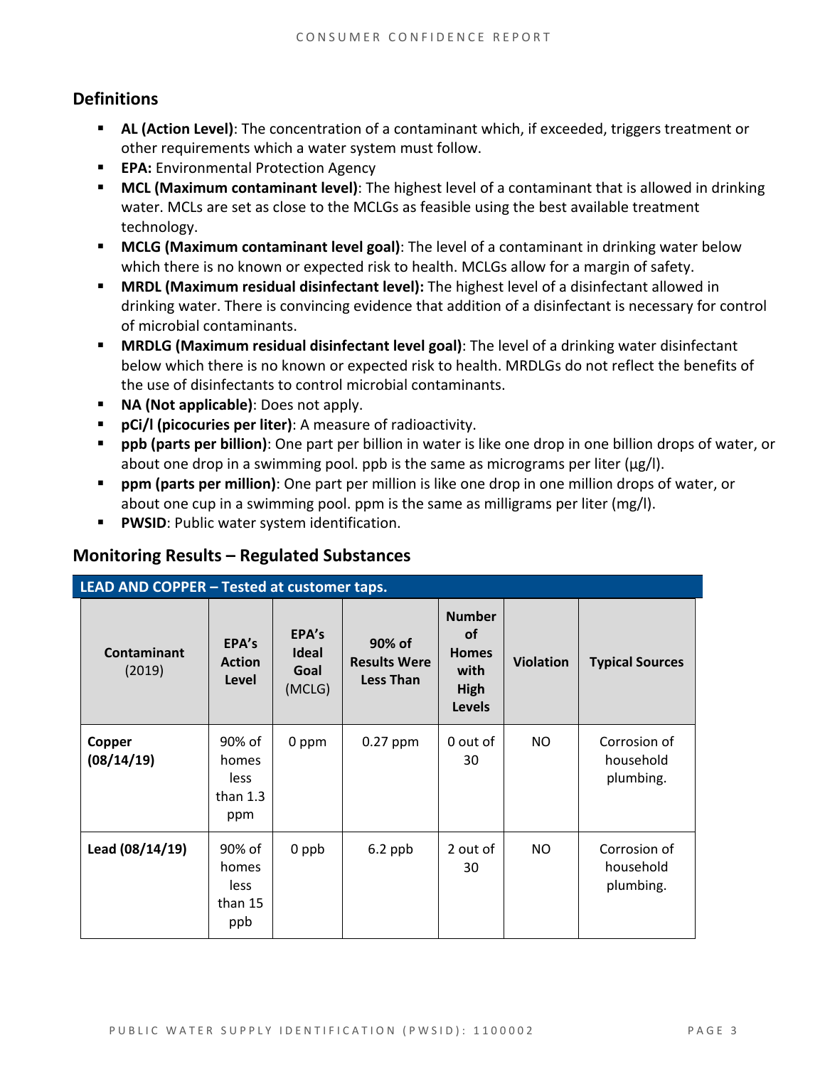## Definitions

- **AL (Action Level)**: The concentration of a contaminant which, if exceeded, triggers treatment or other requirements which a water system must follow.
- **EPA:** Environmental Protection Agency
- **MCL (Maximum contaminant level)**: The highest level of a contaminant that is allowed in drinking water. MCLs are set as close to the MCLGs as feasible using the best available treatment technology.
- **MCLG (Maximum contaminant level goal)**: The level of a contaminant in drinking water below which there is no known or expected risk to health. MCLGs allow for a margin of safety.
- **MRDL (Maximum residual disinfectant level):** The highest level of a disinfectant allowed in drinking water. There is convincing evidence that addition of a disinfectant is necessary for control of microbial contaminants.
- **MRDLG (Maximum residual disinfectant level goal)**: The level of a drinking water disinfectant below which there is no known or expected risk to health. MRDLGs do not reflect the benefits of the use of disinfectants to control microbial contaminants.
- **NA (Not applicable)**: Does not apply.
- **pCi/l (picocuries per liter)**: A measure of radioactivity.
- **ppb (parts per billion)**: One part per billion in water is like one drop in one billion drops of water, or about one drop in a swimming pool. ppb is the same as micrograms per liter (μg/l).
- **ppm (parts per million)**: One part per million is like one drop in one million drops of water, or about one cup in a swimming pool. ppm is the same as milligrams per liter (mg/l).
- **PWSID**: Public water system identification.

## Monitoring Results – Regulated Substances

**LEAD AND COPPER – Tested at customer taps.**

| **Contaminant** (2019) | **EPA's Action Level** | **EPA's Ideal Goal** (MCLG) | **90% of Results Were Less Than** | **Number of Homes with High Levels** | **Violation** | **Typical Sources** |
|---|---|---|---|---|---|---|
| **Copper (08/14/19)** | 90% of homes less than 1.3 ppm | 0 ppm | 0.27 ppm | 0 out of 30 | NO | Corrosion of household plumbing. |
| **Lead (08/14/19)** | 90% of homes less than 15 ppb | 0 ppb | 6.2 ppb | 2 out of 30 | NO | Corrosion of household plumbing. |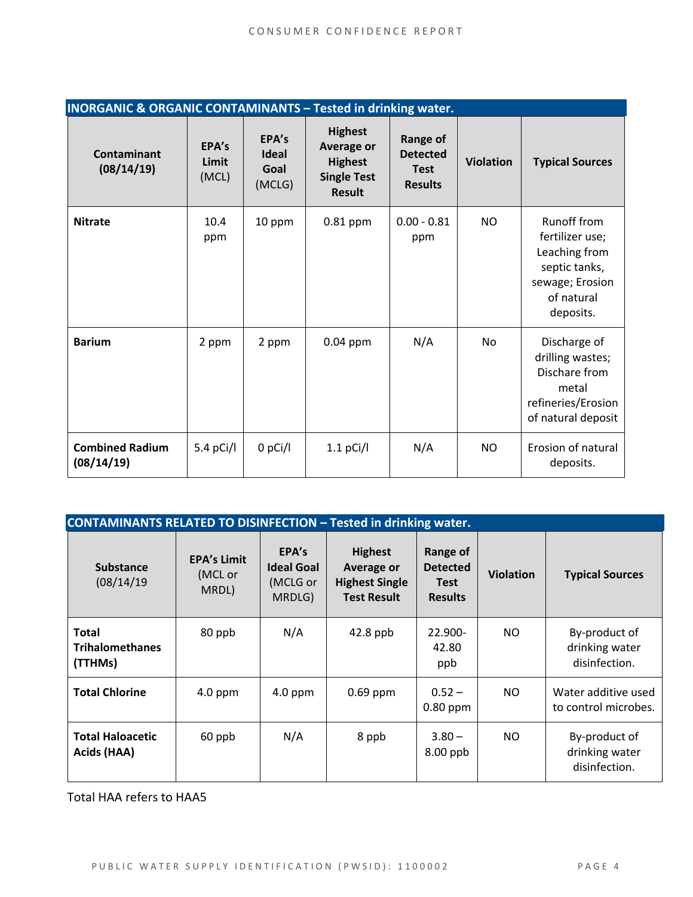| INORGANIC & ORGANIC CONTAMINANTS – Tested in drinking water. | | | | | | |
|---|---|---|---|---|---|---|
| **Contaminant (08/14/19)** | **EPA's Limit** (MCL) | **EPA's Ideal Goal** (MCLG) | **Highest Average or Highest Single Test Result** | **Range of Detected Test Results** | **Violation** | **Typical Sources** |
| **Nitrate** | 10.4 ppm | 10 ppm | 0.81 ppm | 0.00 - 0.81 ppm | NO | Runoff from fertilizer use; Leaching from septic tanks, sewage; Erosion of natural deposits. |
| **Barium** | 2 ppm | 2 ppm | 0.04 ppm | N/A | No | Discharge of drilling wastes; Dischare from metal refineries/Erosion of natural deposit |
| **Combined Radium (08/14/19)** | 5.4 pCi/l | 0 pCi/l | 1.1 pCi/l | N/A | NO | Erosion of natural deposits. |

| CONTAMINANTS RELATED TO DISINFECTION – Tested in drinking water. | | | | | | |
|---|---|---|---|---|---|---|
| **Substance** (08/14/19 | **EPA's Limit** (MCL or MRDL) | **EPA's Ideal Goal** (MCLG or MRDLG) | **Highest Average or Highest Single Test Result** | **Range of Detected Test Results** | **Violation** | **Typical Sources** |
| **Total Trihalomethanes (TTHMs)** | 80 ppb | N/A | 42.8 ppb | 22.900-42.80 ppb | NO | By-product of drinking water disinfection. |
| **Total Chlorine** | 4.0 ppm | 4.0 ppm | 0.69 ppm | 0.52 – 0.80 ppm | NO | Water additive used to control microbes. |
| **Total Haloacetic Acids (HAA)** | 60 ppb | N/A | 8 ppb | 3.80 – 8.00 ppb | NO | By-product of drinking water disinfection. |

Total HAA refers to HAA5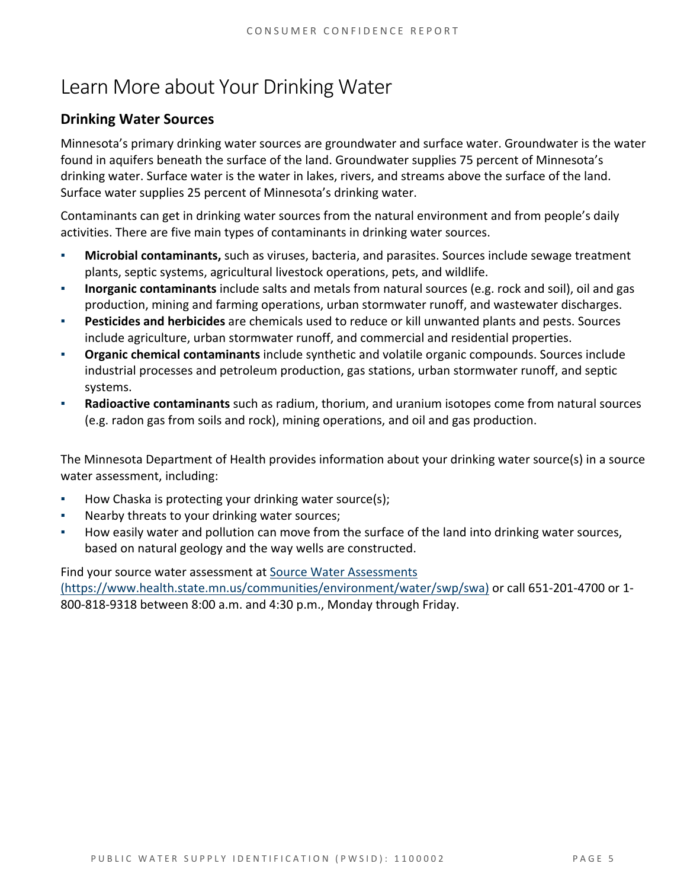# Learn More about Your Drinking Water

## Drinking Water Sources

Minnesota's primary drinking water sources are groundwater and surface water. Groundwater is the water found in aquifers beneath the surface of the land. Groundwater supplies 75 percent of Minnesota's drinking water. Surface water is the water in lakes, rivers, and streams above the surface of the land. Surface water supplies 25 percent of Minnesota's drinking water.

Contaminants can get in drinking water sources from the natural environment and from people's daily activities. There are five main types of contaminants in drinking water sources.

- **Microbial contaminants,** such as viruses, bacteria, and parasites. Sources include sewage treatment plants, septic systems, agricultural livestock operations, pets, and wildlife.
- **Inorganic contaminants** include salts and metals from natural sources (e.g. rock and soil), oil and gas production, mining and farming operations, urban stormwater runoff, and wastewater discharges.
- **Pesticides and herbicides** are chemicals used to reduce or kill unwanted plants and pests. Sources include agriculture, urban stormwater runoff, and commercial and residential properties.
- **Organic chemical contaminants** include synthetic and volatile organic compounds. Sources include industrial processes and petroleum production, gas stations, urban stormwater runoff, and septic systems.
- **Radioactive contaminants** such as radium, thorium, and uranium isotopes come from natural sources (e.g. radon gas from soils and rock), mining operations, and oil and gas production.

The Minnesota Department of Health provides information about your drinking water source(s) in a source water assessment, including:

- How Chaska is protecting your drinking water source(s);
- Nearby threats to your drinking water sources;
- How easily water and pollution can move from the surface of the land into drinking water sources, based on natural geology and the way wells are constructed.

Find your source water assessment at [Source Water Assessments (https://www.health.state.mn.us/communities/environment/water/swp/swa)](https://www.health.state.mn.us/communities/environment/water/swp/swa) or call 651-201-4700 or 1-800-818-9318 between 8:00 a.m. and 4:30 p.m., Monday through Friday.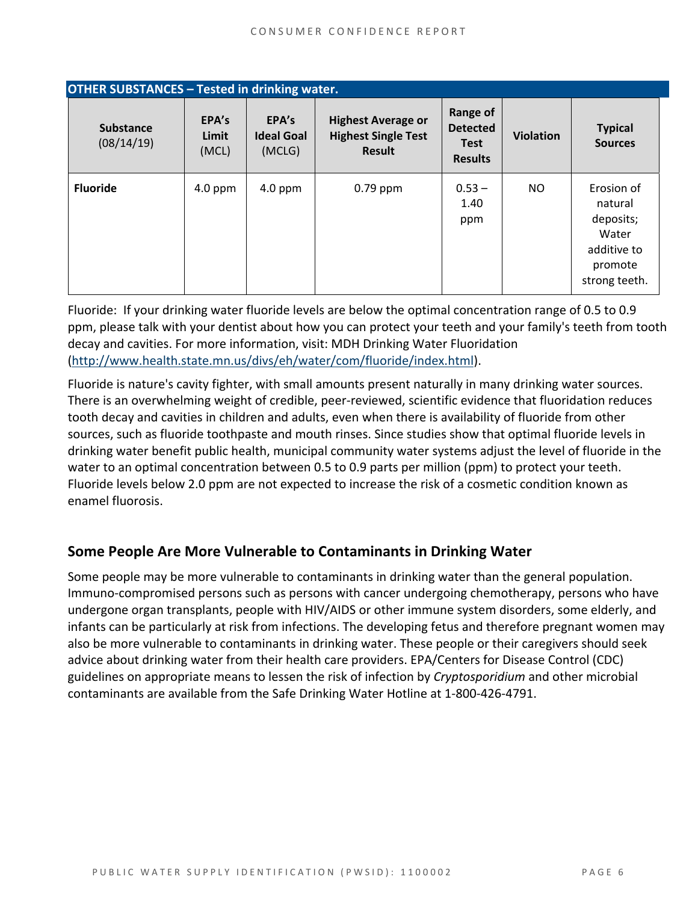**OTHER SUBSTANCES – Tested in drinking water.**

| Substance (08/14/19) | EPA's Limit (MCL) | EPA's Ideal Goal (MCLG) | Highest Average or Highest Single Test Result | Range of Detected Test Results | Violation | Typical Sources |
| --- | --- | --- | --- | --- | --- | --- |
| **Fluoride** | 4.0 ppm | 4.0 ppm | 0.79 ppm | 0.53 – 1.40 ppm | NO | Erosion of natural deposits; Water additive to promote strong teeth. |

Fluoride: If your drinking water fluoride levels are below the optimal concentration range of 0.5 to 0.9 ppm, please talk with your dentist about how you can protect your teeth and your family's teeth from tooth decay and cavities. For more information, visit: MDH Drinking Water Fluoridation (http://www.health.state.mn.us/divs/eh/water/com/fluoride/index.html).

Fluoride is nature's cavity fighter, with small amounts present naturally in many drinking water sources. There is an overwhelming weight of credible, peer-reviewed, scientific evidence that fluoridation reduces tooth decay and cavities in children and adults, even when there is availability of fluoride from other sources, such as fluoride toothpaste and mouth rinses. Since studies show that optimal fluoride levels in drinking water benefit public health, municipal community water systems adjust the level of fluoride in the water to an optimal concentration between 0.5 to 0.9 parts per million (ppm) to protect your teeth. Fluoride levels below 2.0 ppm are not expected to increase the risk of a cosmetic condition known as enamel fluorosis.

## Some People Are More Vulnerable to Contaminants in Drinking Water

Some people may be more vulnerable to contaminants in drinking water than the general population. Immuno-compromised persons such as persons with cancer undergoing chemotherapy, persons who have undergone organ transplants, people with HIV/AIDS or other immune system disorders, some elderly, and infants can be particularly at risk from infections. The developing fetus and therefore pregnant women may also be more vulnerable to contaminants in drinking water. These people or their caregivers should seek advice about drinking water from their health care providers. EPA/Centers for Disease Control (CDC) guidelines on appropriate means to lessen the risk of infection by *Cryptosporidium* and other microbial contaminants are available from the Safe Drinking Water Hotline at 1-800-426-4791.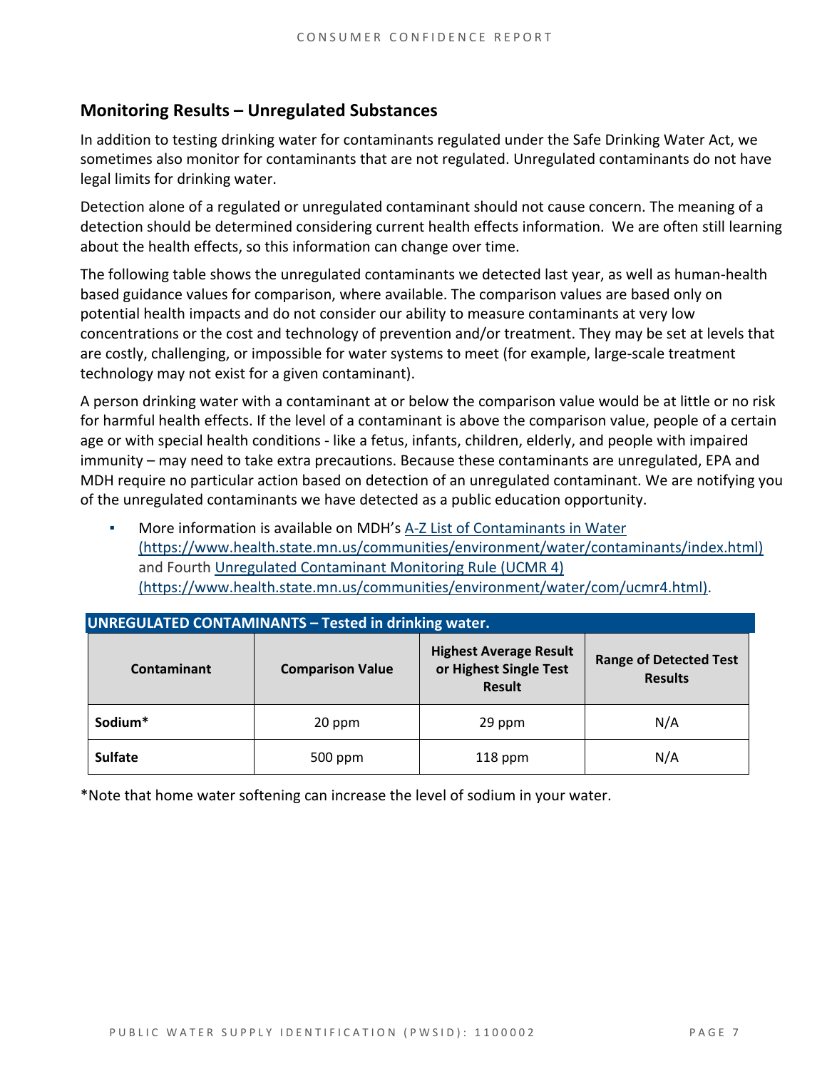## Monitoring Results – Unregulated Substances

In addition to testing drinking water for contaminants regulated under the Safe Drinking Water Act, we sometimes also monitor for contaminants that are not regulated. Unregulated contaminants do not have legal limits for drinking water.

Detection alone of a regulated or unregulated contaminant should not cause concern. The meaning of a detection should be determined considering current health effects information. We are often still learning about the health effects, so this information can change over time.

The following table shows the unregulated contaminants we detected last year, as well as human-health based guidance values for comparison, where available. The comparison values are based only on potential health impacts and do not consider our ability to measure contaminants at very low concentrations or the cost and technology of prevention and/or treatment. They may be set at levels that are costly, challenging, or impossible for water systems to meet (for example, large-scale treatment technology may not exist for a given contaminant).

A person drinking water with a contaminant at or below the comparison value would be at little or no risk for harmful health effects. If the level of a contaminant is above the comparison value, people of a certain age or with special health conditions - like a fetus, infants, children, elderly, and people with impaired immunity – may need to take extra precautions. Because these contaminants are unregulated, EPA and MDH require no particular action based on detection of an unregulated contaminant. We are notifying you of the unregulated contaminants we have detected as a public education opportunity.

- More information is available on MDH's [A-Z List of Contaminants in Water (https://www.health.state.mn.us/communities/environment/water/contaminants/index.html)](https://www.health.state.mn.us/communities/environment/water/contaminants/index.html) and Fourth [Unregulated Contaminant Monitoring Rule (UCMR 4) (https://www.health.state.mn.us/communities/environment/water/com/ucmr4.html)](https://www.health.state.mn.us/communities/environment/water/com/ucmr4.html).

**UNREGULATED CONTAMINANTS – Tested in drinking water.**

| Contaminant | Comparison Value | Highest Average Result or Highest Single Test Result | Range of Detected Test Results |
|---|---|---|---|
| **Sodium*** | 20 ppm | 29 ppm | N/A |
| **Sulfate** | 500 ppm | 118 ppm | N/A |

*Note that home water softening can increase the level of sodium in your water.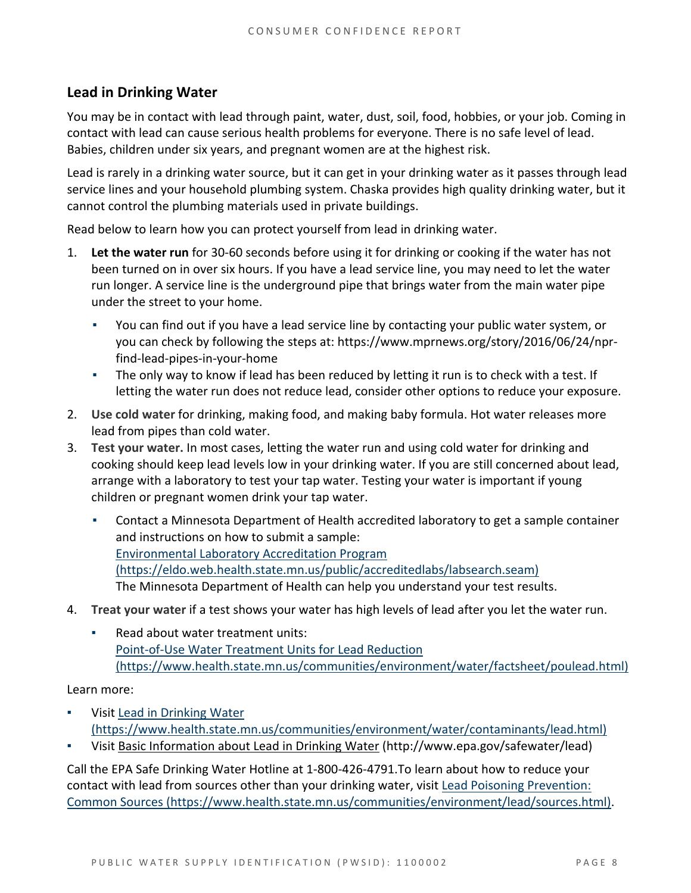## Lead in Drinking Water

You may be in contact with lead through paint, water, dust, soil, food, hobbies, or your job. Coming in contact with lead can cause serious health problems for everyone. There is no safe level of lead. Babies, children under six years, and pregnant women are at the highest risk.

Lead is rarely in a drinking water source, but it can get in your drinking water as it passes through lead service lines and your household plumbing system. Chaska provides high quality drinking water, but it cannot control the plumbing materials used in private buildings.

Read below to learn how you can protect yourself from lead in drinking water.

1. **Let the water run** for 30-60 seconds before using it for drinking or cooking if the water has not been turned on in over six hours. If you have a lead service line, you may need to let the water run longer. A service line is the underground pipe that brings water from the main water pipe under the street to your home.
   - You can find out if you have a lead service line by contacting your public water system, or you can check by following the steps at: https://www.mprnews.org/story/2016/06/24/npr-find-lead-pipes-in-your-home
   - The only way to know if lead has been reduced by letting it run is to check with a test. If letting the water run does not reduce lead, consider other options to reduce your exposure.
2. **Use cold water** for drinking, making food, and making baby formula. Hot water releases more lead from pipes than cold water.
3. **Test your water.** In most cases, letting the water run and using cold water for drinking and cooking should keep lead levels low in your drinking water. If you are still concerned about lead, arrange with a laboratory to test your tap water. Testing your water is important if young children or pregnant women drink your tap water.
   - Contact a Minnesota Department of Health accredited laboratory to get a sample container and instructions on how to submit a sample:
     Environmental Laboratory Accreditation Program (https://eldo.web.health.state.mn.us/public/accreditedlabs/labsearch.seam)
     The Minnesota Department of Health can help you understand your test results.
4. **Treat your water** if a test shows your water has high levels of lead after you let the water run.
   - Read about water treatment units:
     Point-of-Use Water Treatment Units for Lead Reduction (https://www.health.state.mn.us/communities/environment/water/factsheet/poulead.html)

Learn more:

- Visit Lead in Drinking Water (https://www.health.state.mn.us/communities/environment/water/contaminants/lead.html)
- Visit Basic Information about Lead in Drinking Water (http://www.epa.gov/safewater/lead)

Call the EPA Safe Drinking Water Hotline at 1-800-426-4791.To learn about how to reduce your contact with lead from sources other than your drinking water, visit Lead Poisoning Prevention: Common Sources (https://www.health.state.mn.us/communities/environment/lead/sources.html).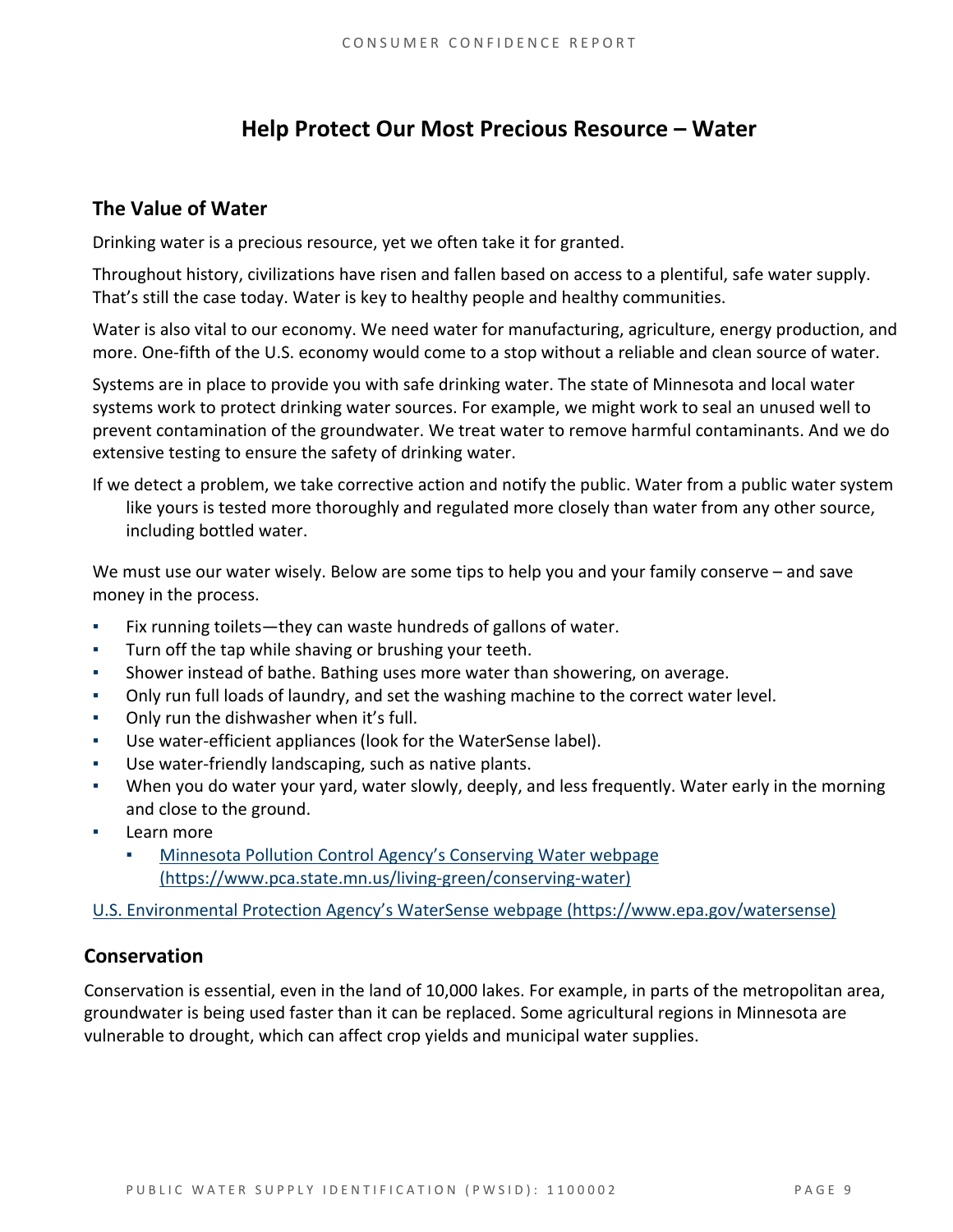# Help Protect Our Most Precious Resource – Water

## The Value of Water

Drinking water is a precious resource, yet we often take it for granted.

Throughout history, civilizations have risen and fallen based on access to a plentiful, safe water supply. That's still the case today. Water is key to healthy people and healthy communities.

Water is also vital to our economy. We need water for manufacturing, agriculture, energy production, and more. One-fifth of the U.S. economy would come to a stop without a reliable and clean source of water.

Systems are in place to provide you with safe drinking water. The state of Minnesota and local water systems work to protect drinking water sources. For example, we might work to seal an unused well to prevent contamination of the groundwater. We treat water to remove harmful contaminants. And we do extensive testing to ensure the safety of drinking water.

If we detect a problem, we take corrective action and notify the public. Water from a public water system like yours is tested more thoroughly and regulated more closely than water from any other source, including bottled water.

We must use our water wisely. Below are some tips to help you and your family conserve – and save money in the process.

- Fix running toilets—they can waste hundreds of gallons of water.
- Turn off the tap while shaving or brushing your teeth.
- Shower instead of bathe. Bathing uses more water than showering, on average.
- Only run full loads of laundry, and set the washing machine to the correct water level.
- Only run the dishwasher when it's full.
- Use water-efficient appliances (look for the WaterSense label).
- Use water-friendly landscaping, such as native plants.
- When you do water your yard, water slowly, deeply, and less frequently. Water early in the morning and close to the ground.
- Learn more
  - [Minnesota Pollution Control Agency's Conserving Water webpage (https://www.pca.state.mn.us/living-green/conserving-water)](https://www.pca.state.mn.us/living-green/conserving-water)

[U.S. Environmental Protection Agency's WaterSense webpage (https://www.epa.gov/watersense)](https://www.epa.gov/watersense)

## Conservation

Conservation is essential, even in the land of 10,000 lakes. For example, in parts of the metropolitan area, groundwater is being used faster than it can be replaced. Some agricultural regions in Minnesota are vulnerable to drought, which can affect crop yields and municipal water supplies.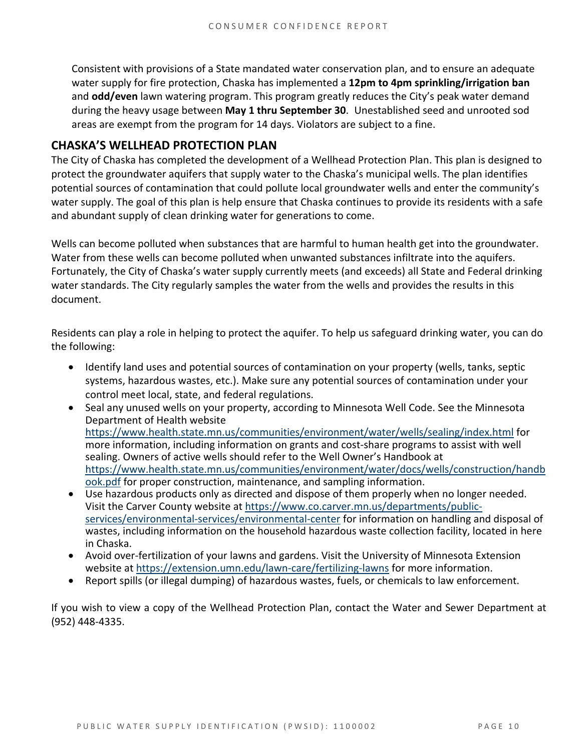Consistent with provisions of a State mandated water conservation plan, and to ensure an adequate water supply for fire protection, Chaska has implemented a **12pm to 4pm sprinkling/irrigation ban** and **odd/even** lawn watering program. This program greatly reduces the City's peak water demand during the heavy usage between **May 1 thru September 30**. Unestablished seed and unrooted sod areas are exempt from the program for 14 days. Violators are subject to a fine.

## CHASKA'S WELLHEAD PROTECTION PLAN

The City of Chaska has completed the development of a Wellhead Protection Plan. This plan is designed to protect the groundwater aquifers that supply water to the Chaska's municipal wells. The plan identifies potential sources of contamination that could pollute local groundwater wells and enter the community's water supply. The goal of this plan is help ensure that Chaska continues to provide its residents with a safe and abundant supply of clean drinking water for generations to come.

Wells can become polluted when substances that are harmful to human health get into the groundwater. Water from these wells can become polluted when unwanted substances infiltrate into the aquifers. Fortunately, the City of Chaska's water supply currently meets (and exceeds) all State and Federal drinking water standards. The City regularly samples the water from the wells and provides the results in this document.

Residents can play a role in helping to protect the aquifer. To help us safeguard drinking water, you can do the following:

- Identify land uses and potential sources of contamination on your property (wells, tanks, septic systems, hazardous wastes, etc.). Make sure any potential sources of contamination under your control meet local, state, and federal regulations.
- Seal any unused wells on your property, according to Minnesota Well Code. See the Minnesota Department of Health website https://www.health.state.mn.us/communities/environment/water/wells/sealing/index.html for more information, including information on grants and cost-share programs to assist with well sealing. Owners of active wells should refer to the Well Owner's Handbook at https://www.health.state.mn.us/communities/environment/water/docs/wells/construction/handbook.pdf for proper construction, maintenance, and sampling information.
- Use hazardous products only as directed and dispose of them properly when no longer needed. Visit the Carver County website at https://www.co.carver.mn.us/departments/public-services/environmental-services/environmental-center for information on handling and disposal of wastes, including information on the household hazardous waste collection facility, located in here in Chaska.
- Avoid over-fertilization of your lawns and gardens. Visit the University of Minnesota Extension website at https://extension.umn.edu/lawn-care/fertilizing-lawns for more information.
- Report spills (or illegal dumping) of hazardous wastes, fuels, or chemicals to law enforcement.

If you wish to view a copy of the Wellhead Protection Plan, contact the Water and Sewer Department at (952) 448-4335.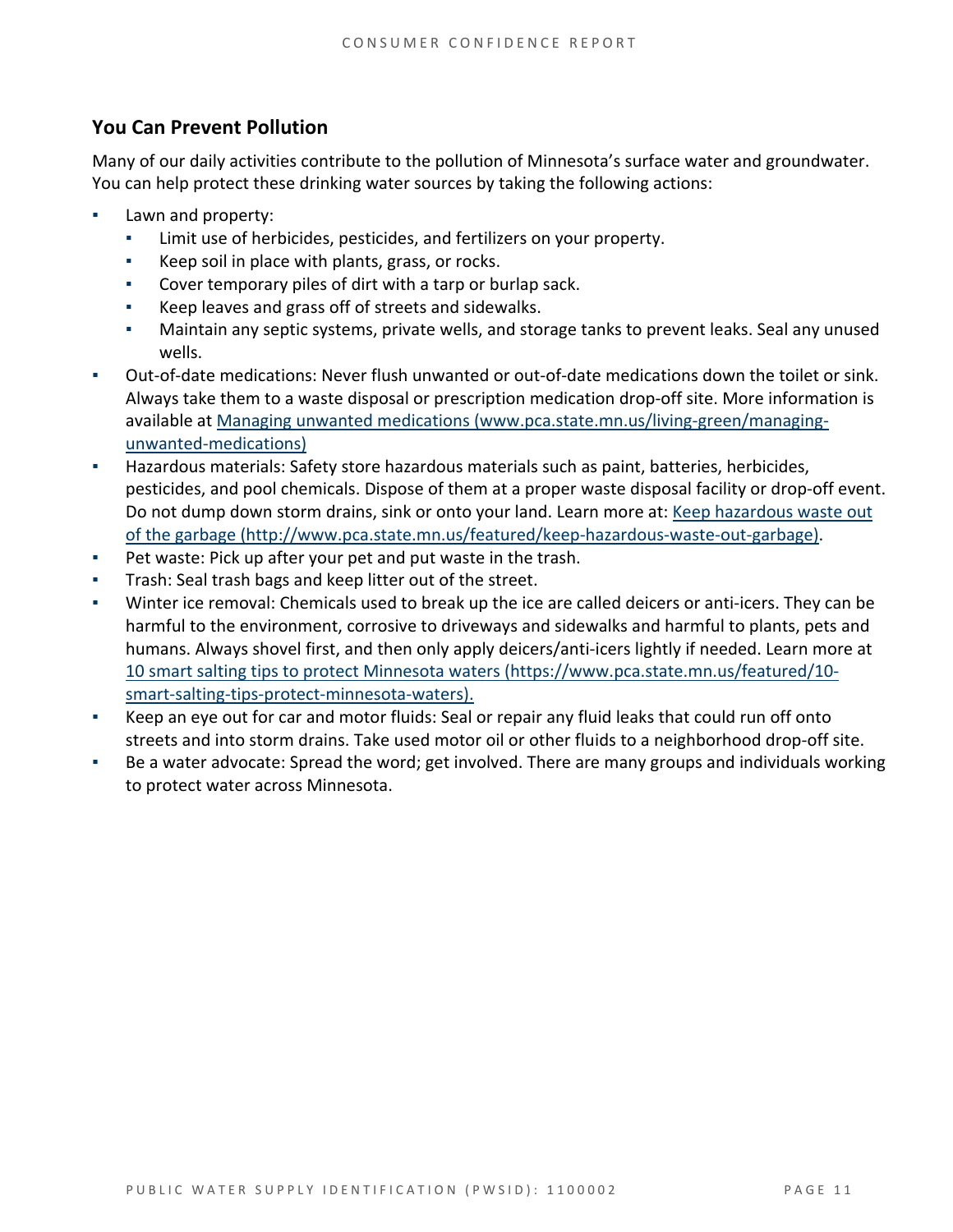## You Can Prevent Pollution

Many of our daily activities contribute to the pollution of Minnesota's surface water and groundwater. You can help protect these drinking water sources by taking the following actions:

- Lawn and property:
  - Limit use of herbicides, pesticides, and fertilizers on your property.
  - Keep soil in place with plants, grass, or rocks.
  - Cover temporary piles of dirt with a tarp or burlap sack.
  - Keep leaves and grass off of streets and sidewalks.
  - Maintain any septic systems, private wells, and storage tanks to prevent leaks. Seal any unused wells.
- Out-of-date medications: Never flush unwanted or out-of-date medications down the toilet or sink. Always take them to a waste disposal or prescription medication drop-off site. More information is available at [Managing unwanted medications (www.pca.state.mn.us/living-green/managing-unwanted-medications)](https://www.pca.state.mn.us/living-green/managing-unwanted-medications)
- Hazardous materials: Safety store hazardous materials such as paint, batteries, herbicides, pesticides, and pool chemicals. Dispose of them at a proper waste disposal facility or drop-off event. Do not dump down storm drains, sink or onto your land. Learn more at: [Keep hazardous waste out of the garbage (http://www.pca.state.mn.us/featured/keep-hazardous-waste-out-garbage)](http://www.pca.state.mn.us/featured/keep-hazardous-waste-out-garbage).
- Pet waste: Pick up after your pet and put waste in the trash.
- Trash: Seal trash bags and keep litter out of the street.
- Winter ice removal: Chemicals used to break up the ice are called deicers or anti-icers. They can be harmful to the environment, corrosive to driveways and sidewalks and harmful to plants, pets and humans. Always shovel first, and then only apply deicers/anti-icers lightly if needed. Learn more at [10 smart salting tips to protect Minnesota waters (https://www.pca.state.mn.us/featured/10-smart-salting-tips-protect-minnesota-waters).](https://www.pca.state.mn.us/featured/10-smart-salting-tips-protect-minnesota-waters)
- Keep an eye out for car and motor fluids: Seal or repair any fluid leaks that could run off onto streets and into storm drains. Take used motor oil or other fluids to a neighborhood drop-off site.
- Be a water advocate: Spread the word; get involved. There are many groups and individuals working to protect water across Minnesota.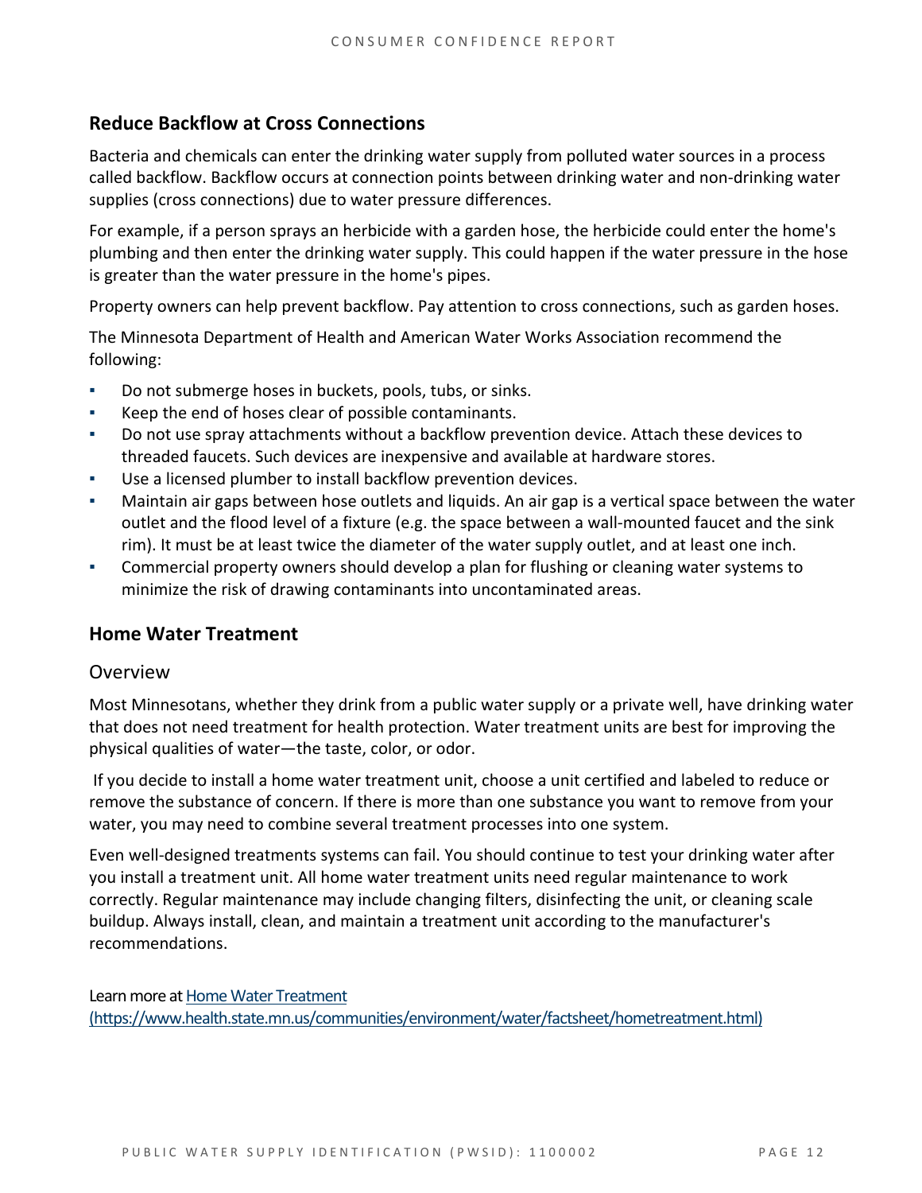## Reduce Backflow at Cross Connections

Bacteria and chemicals can enter the drinking water supply from polluted water sources in a process called backflow. Backflow occurs at connection points between drinking water and non-drinking water supplies (cross connections) due to water pressure differences.

For example, if a person sprays an herbicide with a garden hose, the herbicide could enter the home's plumbing and then enter the drinking water supply. This could happen if the water pressure in the hose is greater than the water pressure in the home's pipes.

Property owners can help prevent backflow. Pay attention to cross connections, such as garden hoses.

The Minnesota Department of Health and American Water Works Association recommend the following:

- Do not submerge hoses in buckets, pools, tubs, or sinks.
- Keep the end of hoses clear of possible contaminants.
- Do not use spray attachments without a backflow prevention device. Attach these devices to threaded faucets. Such devices are inexpensive and available at hardware stores.
- Use a licensed plumber to install backflow prevention devices.
- Maintain air gaps between hose outlets and liquids. An air gap is a vertical space between the water outlet and the flood level of a fixture (e.g. the space between a wall-mounted faucet and the sink rim). It must be at least twice the diameter of the water supply outlet, and at least one inch.
- Commercial property owners should develop a plan for flushing or cleaning water systems to minimize the risk of drawing contaminants into uncontaminated areas.

## Home Water Treatment

### Overview

Most Minnesotans, whether they drink from a public water supply or a private well, have drinking water that does not need treatment for health protection. Water treatment units are best for improving the physical qualities of water—the taste, color, or odor.

If you decide to install a home water treatment unit, choose a unit certified and labeled to reduce or remove the substance of concern. If there is more than one substance you want to remove from your water, you may need to combine several treatment processes into one system.

Even well-designed treatments systems can fail. You should continue to test your drinking water after you install a treatment unit. All home water treatment units need regular maintenance to work correctly. Regular maintenance may include changing filters, disinfecting the unit, or cleaning scale buildup. Always install, clean, and maintain a treatment unit according to the manufacturer's recommendations.

Learn more at [Home Water Treatment (https://www.health.state.mn.us/communities/environment/water/factsheet/hometreatment.html)](https://www.health.state.mn.us/communities/environment/water/factsheet/hometreatment.html)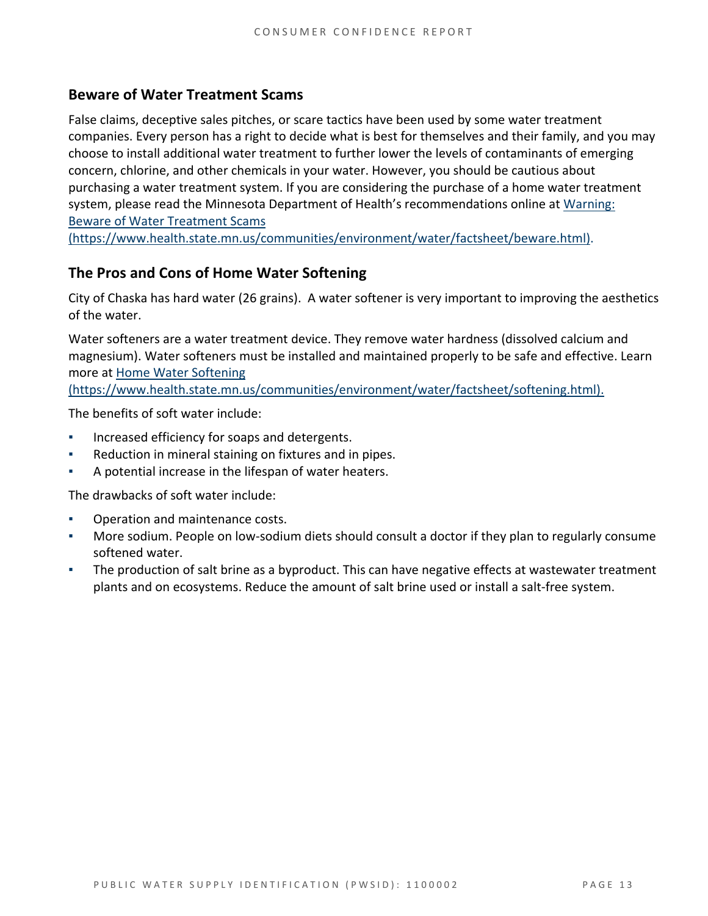## Beware of Water Treatment Scams

False claims, deceptive sales pitches, or scare tactics have been used by some water treatment companies. Every person has a right to decide what is best for themselves and their family, and you may choose to install additional water treatment to further lower the levels of contaminants of emerging concern, chlorine, and other chemicals in your water. However, you should be cautious about purchasing a water treatment system. If you are considering the purchase of a home water treatment system, please read the Minnesota Department of Health's recommendations online at [Warning: Beware of Water Treatment Scams (https://www.health.state.mn.us/communities/environment/water/factsheet/beware.html)](https://www.health.state.mn.us/communities/environment/water/factsheet/beware.html).

## The Pros and Cons of Home Water Softening

City of Chaska has hard water (26 grains). A water softener is very important to improving the aesthetics of the water.

Water softeners are a water treatment device. They remove water hardness (dissolved calcium and magnesium). Water softeners must be installed and maintained properly to be safe and effective. Learn more at [Home Water Softening (https://www.health.state.mn.us/communities/environment/water/factsheet/softening.html).](https://www.health.state.mn.us/communities/environment/water/factsheet/softening.html)

The benefits of soft water include:

- Increased efficiency for soaps and detergents.
- Reduction in mineral staining on fixtures and in pipes.
- A potential increase in the lifespan of water heaters.

The drawbacks of soft water include:

- Operation and maintenance costs.
- More sodium. People on low-sodium diets should consult a doctor if they plan to regularly consume softened water.
- The production of salt brine as a byproduct. This can have negative effects at wastewater treatment plants and on ecosystems. Reduce the amount of salt brine used or install a salt-free system.